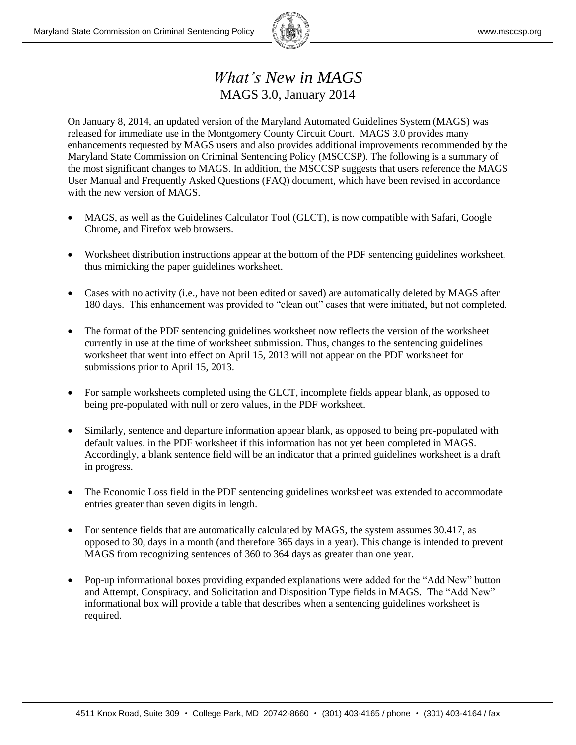# *What's New in MAGS*

## MAGS 3.0, January 2014

On January 8, 2014, an updated version of the Maryland Automated Guidelines System (MAGS) was released for immediate use in the Montgomery County Circuit Court. MAGS 3.0 provides many enhancements requested by MAGS users and also provides additional improvements recommended by the Maryland State Commission on Criminal Sentencing Policy (MSCCSP). The following is a summary of the most significant changes to MAGS. In addition, the MSCCSP suggests that users reference the MAGS User Manual and Frequently Asked Questions (FAQ) document, which have been revised in accordance with the new version of MAGS.

- MAGS, as well as the Guidelines Calculator Tool (GLCT), is now compatible with Safari, Google Chrome, and Firefox web browsers.
- Worksheet distribution instructions appear at the bottom of the PDF sentencing guidelines worksheet, thus mimicking the paper guidelines worksheet.
- Cases with no activity (i.e., have not been edited or saved) are automatically deleted by MAGS after 180 days. This enhancement was provided to "clean out" cases that were initiated, but not completed.
- The format of the PDF sentencing guidelines worksheet now reflects the version of the worksheet currently in use at the time of worksheet submission. Thus, changes to the sentencing guidelines worksheet that went into effect on April 15, 2013 will not appear on the PDF worksheet for submissions prior to April 15, 2013.
- For sample worksheets completed using the GLCT, incomplete fields appear blank, as opposed to being pre-populated with null or zero values, in the PDF worksheet.
- Similarly, sentence and departure information appear blank, as opposed to being pre-populated with default values, in the PDF worksheet if this information has not yet been completed in MAGS. Accordingly, a blank sentence field will be an indicator that a printed guidelines worksheet is a draft in progress.
- The Economic Loss field in the PDF sentencing guidelines worksheet was extended to accommodate entries greater than seven digits in length.
- For sentence fields that are automatically calculated by MAGS, the system assumes 30.417, as opposed to 30, days in a month (and therefore 365 days in a year). This change is intended to prevent MAGS from recognizing sentences of 360 to 364 days as greater than one year.
- Pop-up informational boxes providing expanded explanations were added for the "Add New" button and Attempt, Conspiracy, and Solicitation and Disposition Type fields in MAGS. The "Add New" informational box will provide a table that describes when a sentencing guidelines worksheet is required.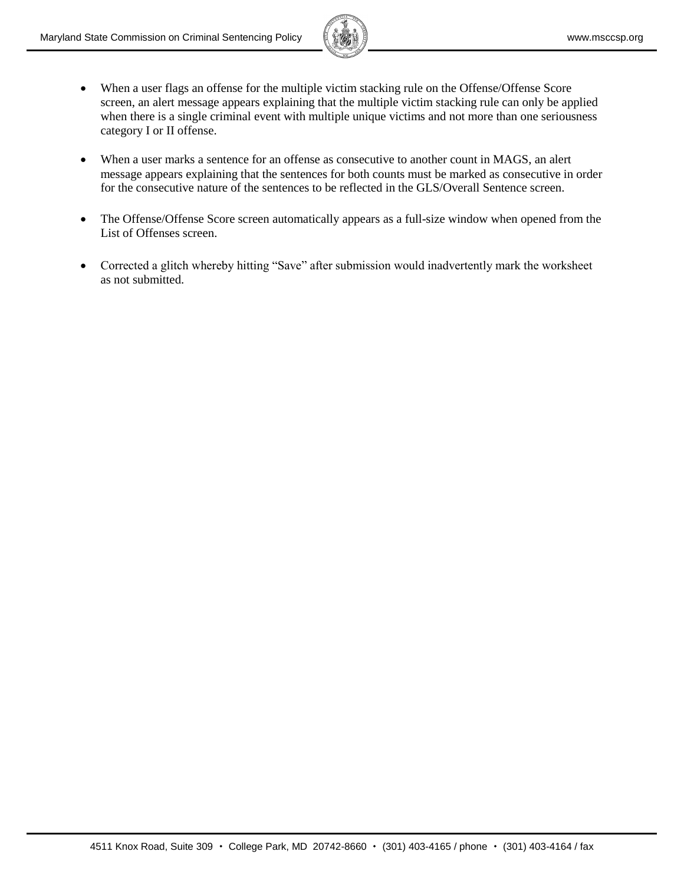- When a user flags an offense for the multiple victim stacking rule on the Offense/Offense Score screen, an alert message appears explaining that the multiple victim stacking rule can only be applied when there is a single criminal event with multiple unique victims and not more than one seriousness category I or II offense.

- When a user marks a sentence for an offense as consecutive to another count in MAGS, an alert message appears explaining that the sentences for both counts must be marked as consecutive in order for the consecutive nature of the sentences to be reflected in the GLS/Overall Sentence screen.

- The Offense/Offense Score screen automatically appears as a full-size window when opened from the List of Offenses screen.

- Corrected a glitch whereby hitting "Save" after submission would inadvertently mark the worksheet as not submitted.